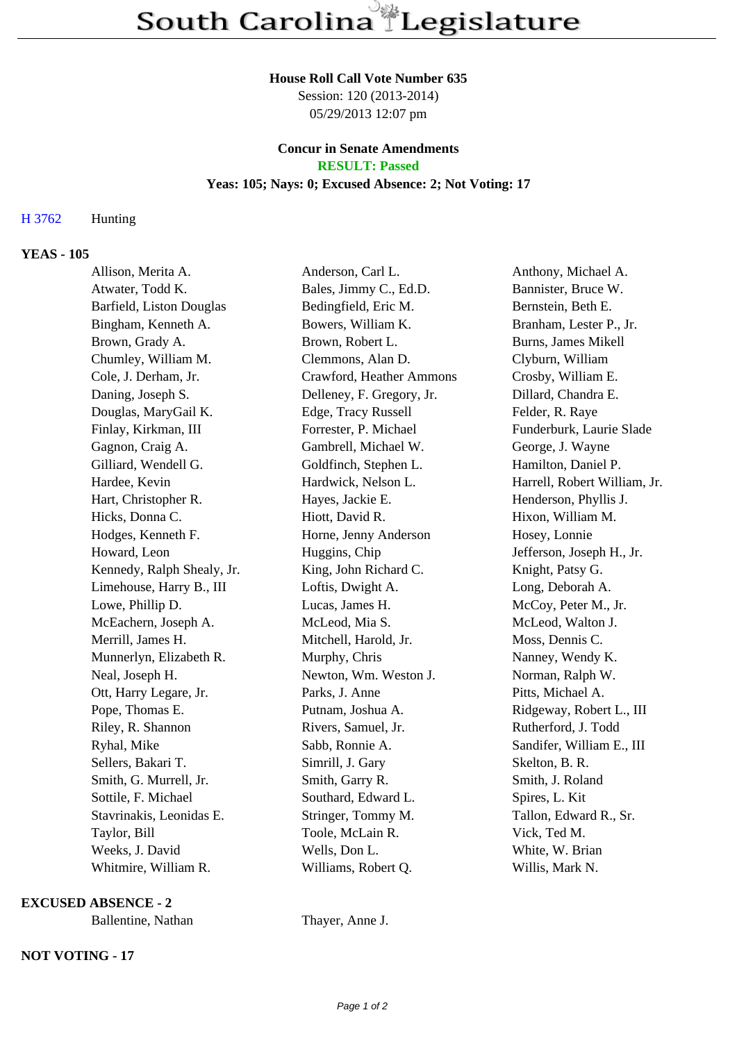# South Carolina Legislature

**House Roll Call Vote Number 635**
Session: 120 (2013-2014)
05/29/2013 12:07 pm

**Concur in Senate Amendments**
**RESULT: Passed**
**Yeas: 105; Nays: 0; Excused Absence: 2; Not Voting: 17**

H 3762 Hunting

**YEAS - 105**

| | | |
|---|---|---|
| Allison, Merita A. | Anderson, Carl L. | Anthony, Michael A. |
| Atwater, Todd K. | Bales, Jimmy C., Ed.D. | Bannister, Bruce W. |
| Barfield, Liston Douglas | Bedingfield, Eric M. | Bernstein, Beth E. |
| Bingham, Kenneth A. | Bowers, William K. | Branham, Lester P., Jr. |
| Brown, Grady A. | Brown, Robert L. | Burns, James Mikell |
| Chumley, William M. | Clemmons, Alan D. | Clyburn, William |
| Cole, J. Derham, Jr. | Crawford, Heather Ammons | Crosby, William E. |
| Daning, Joseph S. | Delleney, F. Gregory, Jr. | Dillard, Chandra E. |
| Douglas, MaryGail K. | Edge, Tracy Russell | Felder, R. Raye |
| Finlay, Kirkman, III | Forrester, P. Michael | Funderburk, Laurie Slade |
| Gagnon, Craig A. | Gambrell, Michael W. | George, J. Wayne |
| Gilliard, Wendell G. | Goldfinch, Stephen L. | Hamilton, Daniel P. |
| Hardee, Kevin | Hardwick, Nelson L. | Harrell, Robert William, Jr. |
| Hart, Christopher R. | Hayes, Jackie E. | Henderson, Phyllis J. |
| Hicks, Donna C. | Hiott, David R. | Hixon, William M. |
| Hodges, Kenneth F. | Horne, Jenny Anderson | Hosey, Lonnie |
| Howard, Leon | Huggins, Chip | Jefferson, Joseph H., Jr. |
| Kennedy, Ralph Shealy, Jr. | King, John Richard C. | Knight, Patsy G. |
| Limehouse, Harry B., III | Loftis, Dwight A. | Long, Deborah A. |
| Lowe, Phillip D. | Lucas, James H. | McCoy, Peter M., Jr. |
| McEachern, Joseph A. | McLeod, Mia S. | McLeod, Walton J. |
| Merrill, James H. | Mitchell, Harold, Jr. | Moss, Dennis C. |
| Munnerlyn, Elizabeth R. | Murphy, Chris | Nanney, Wendy K. |
| Neal, Joseph H. | Newton, Wm. Weston J. | Norman, Ralph W. |
| Ott, Harry Legare, Jr. | Parks, J. Anne | Pitts, Michael A. |
| Pope, Thomas E. | Putnam, Joshua A. | Ridgeway, Robert L., III |
| Riley, R. Shannon | Rivers, Samuel, Jr. | Rutherford, J. Todd |
| Ryhal, Mike | Sabb, Ronnie A. | Sandifer, William E., III |
| Sellers, Bakari T. | Simrill, J. Gary | Skelton, B. R. |
| Smith, G. Murrell, Jr. | Smith, Garry R. | Smith, J. Roland |
| Sottile, F. Michael | Southard, Edward L. | Spires, L. Kit |
| Stavrinakis, Leonidas E. | Stringer, Tommy M. | Tallon, Edward R., Sr. |
| Taylor, Bill | Toole, McLain R. | Vick, Ted M. |
| Weeks, J. David | Wells, Don L. | White, W. Brian |
| Whitmire, William R. | Williams, Robert Q. | Willis, Mark N. |

**EXCUSED ABSENCE - 2**

| | |
|---|---|
| Ballentine, Nathan | Thayer, Anne J. |

**NOT VOTING - 17**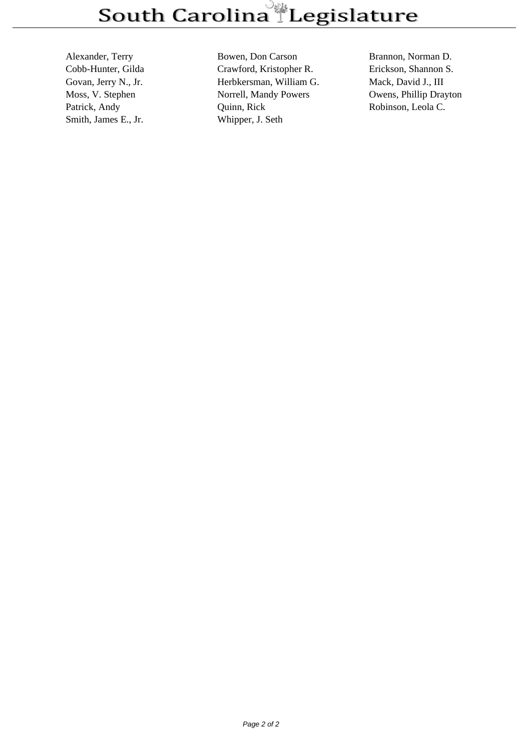| | | |
|---|---|---|
| Alexander, Terry | Bowen, Don Carson | Brannon, Norman D. |
| Cobb-Hunter, Gilda | Crawford, Kristopher R. | Erickson, Shannon S. |
| Govan, Jerry N., Jr. | Herbkersman, William G. | Mack, David J., III |
| Moss, V. Stephen | Norrell, Mandy Powers | Owens, Phillip Drayton |
| Patrick, Andy | Quinn, Rick | Robinson, Leola C. |
| Smith, James E., Jr. | Whipper, J. Seth | |